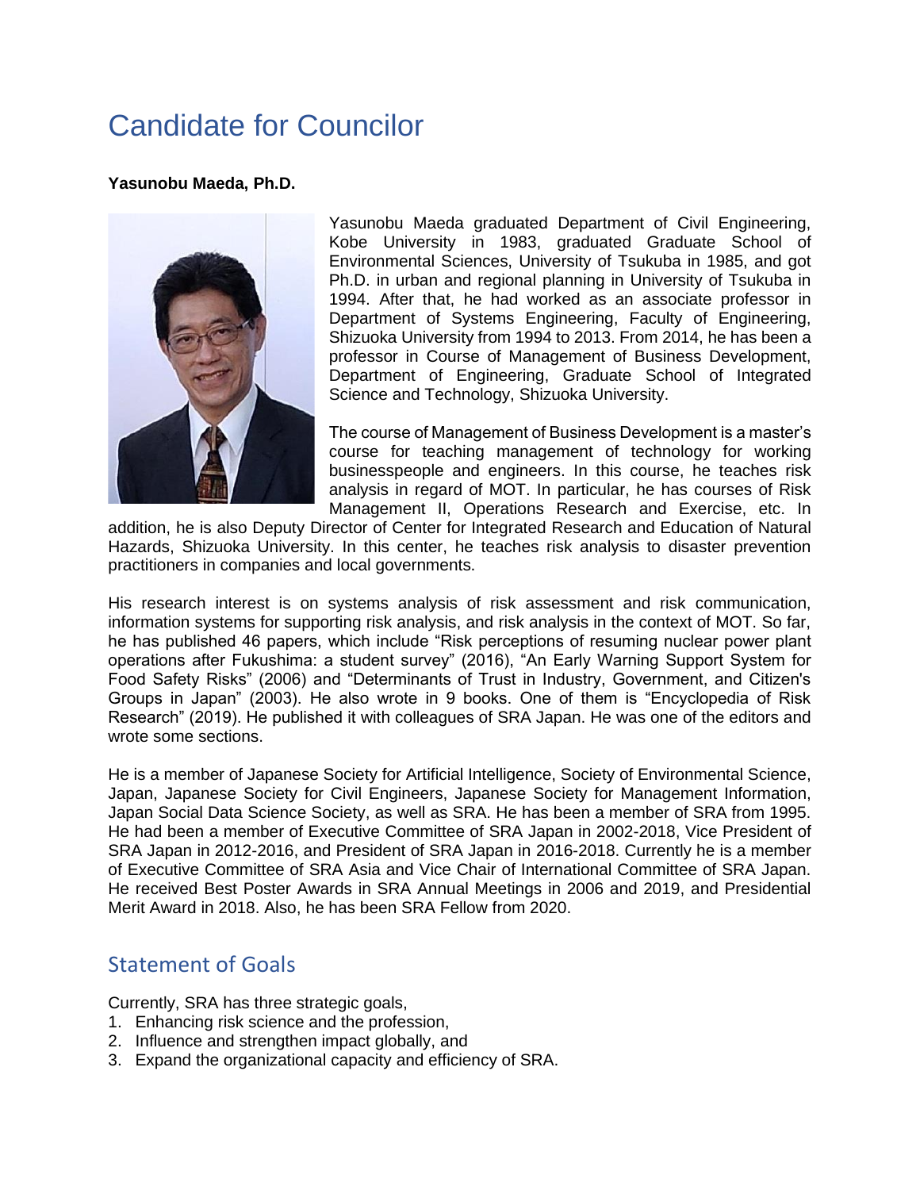# Candidate for Councilor

**Yasunobu Maeda, Ph.D.**

Yasunobu Maeda graduated Department of Civil Engineering, Kobe University in 1983, graduated Graduate School of Environmental Sciences, University of Tsukuba in 1985, and got Ph.D. in urban and regional planning in University of Tsukuba in 1994. After that, he had worked as an associate professor in Department of Systems Engineering, Faculty of Engineering, Shizuoka University from 1994 to 2013. From 2014, he has been a professor in Course of Management of Business Development, Department of Engineering, Graduate School of Integrated Science and Technology, Shizuoka University.

The course of Management of Business Development is a master's course for teaching management of technology for working businesspeople and engineers. In this course, he teaches risk analysis in regard of MOT. In particular, he has courses of Risk Management II, Operations Research and Exercise, etc. In addition, he is also Deputy Director of Center for Integrated Research and Education of Natural Hazards, Shizuoka University. In this center, he teaches risk analysis to disaster prevention practitioners in companies and local governments.

His research interest is on systems analysis of risk assessment and risk communication, information systems for supporting risk analysis, and risk analysis in the context of MOT. So far, he has published 46 papers, which include "Risk perceptions of resuming nuclear power plant operations after Fukushima: a student survey" (2016), "An Early Warning Support System for Food Safety Risks" (2006) and "Determinants of Trust in Industry, Government, and Citizen's Groups in Japan" (2003). He also wrote in 9 books. One of them is "Encyclopedia of Risk Research" (2019). He published it with colleagues of SRA Japan. He was one of the editors and wrote some sections.

He is a member of Japanese Society for Artificial Intelligence, Society of Environmental Science, Japan, Japanese Society for Civil Engineers, Japanese Society for Management Information, Japan Social Data Science Society, as well as SRA. He has been a member of SRA from 1995. He had been a member of Executive Committee of SRA Japan in 2002-2018, Vice President of SRA Japan in 2012-2016, and President of SRA Japan in 2016-2018. Currently he is a member of Executive Committee of SRA Asia and Vice Chair of International Committee of SRA Japan. He received Best Poster Awards in SRA Annual Meetings in 2006 and 2019, and Presidential Merit Award in 2018. Also, he has been SRA Fellow from 2020.

## Statement of Goals

Currently, SRA has three strategic goals,

1. Enhancing risk science and the profession,
2. Influence and strengthen impact globally, and
3. Expand the organizational capacity and efficiency of SRA.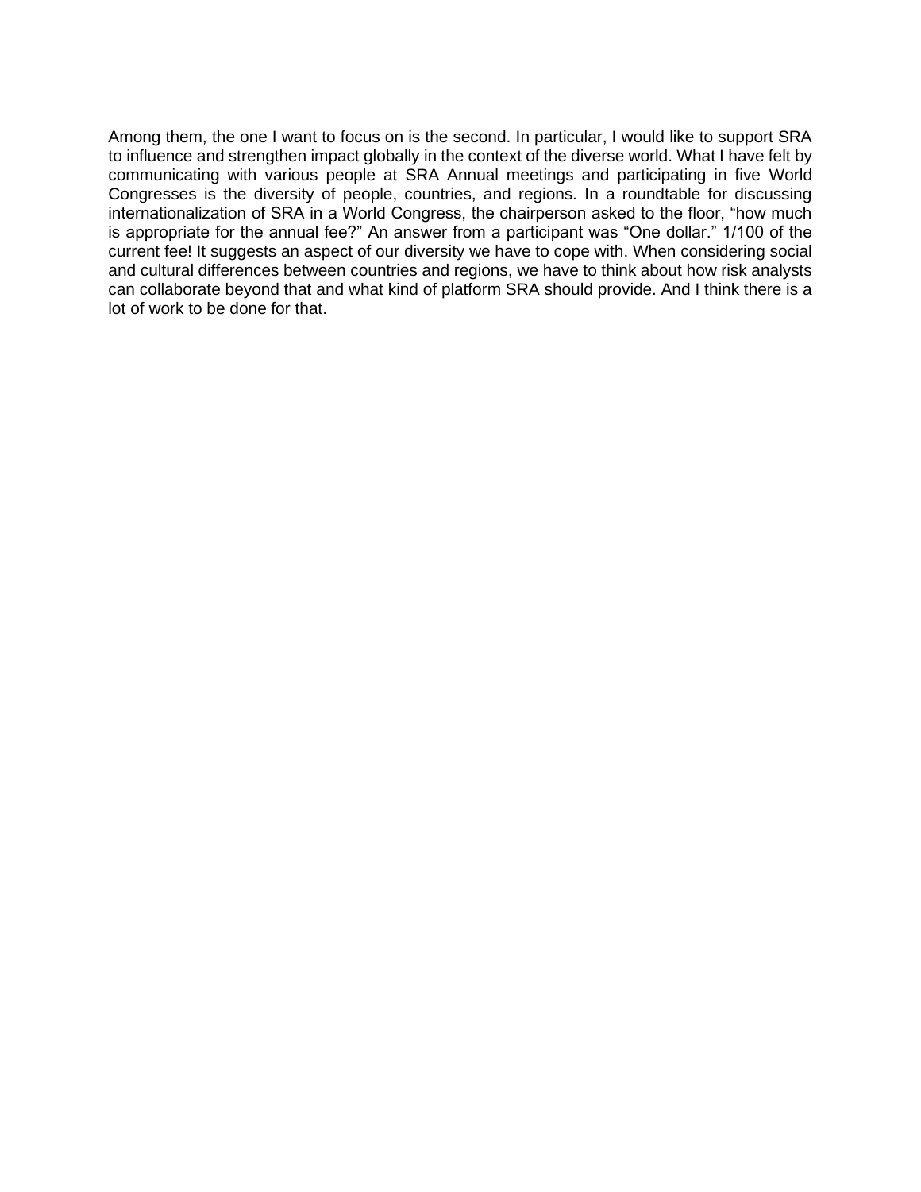Among them, the one I want to focus on is the second. In particular, I would like to support SRA to influence and strengthen impact globally in the context of the diverse world. What I have felt by communicating with various people at SRA Annual meetings and participating in five World Congresses is the diversity of people, countries, and regions. In a roundtable for discussing internationalization of SRA in a World Congress, the chairperson asked to the floor, "how much is appropriate for the annual fee?" An answer from a participant was "One dollar." 1/100 of the current fee! It suggests an aspect of our diversity we have to cope with. When considering social and cultural differences between countries and regions, we have to think about how risk analysts can collaborate beyond that and what kind of platform SRA should provide. And I think there is a lot of work to be done for that.